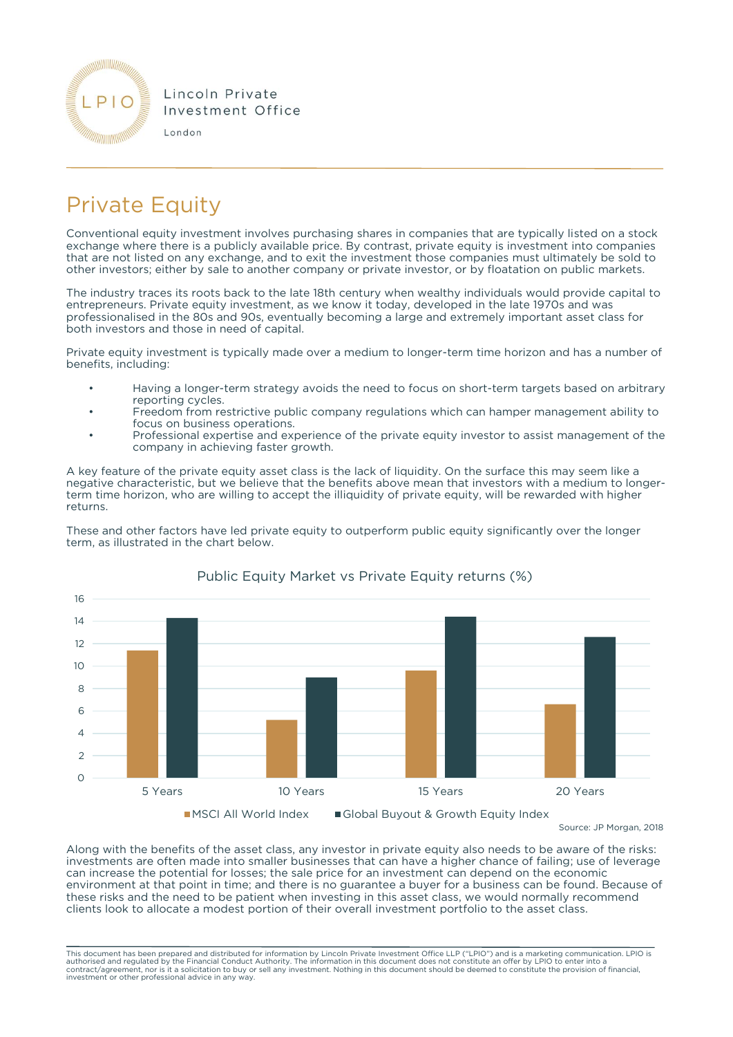Lincoln Private Investment Office

London

# Private Equity

Conventional equity investment involves purchasing shares in companies that are typically listed on a stock exchange where there is a publicly available price. By contrast, private equity is investment into companies that are not listed on any exchange, and to exit the investment those companies must ultimately be sold to other investors; either by sale to another company or private investor, or by floatation on public markets.

The industry traces its roots back to the late 18th century when wealthy individuals would provide capital to entrepreneurs. Private equity investment, as we know it today, developed in the late 1970s and was professionalised in the 80s and 90s, eventually becoming a large and extremely important asset class for both investors and those in need of capital.

Private equity investment is typically made over a medium to longer-term time horizon and has a number of benefits, including:

- Having a longer-term strategy avoids the need to focus on short-term targets based on arbitrary reporting cycles.
- Freedom from restrictive public company regulations which can hamper management ability to focus on business operations.
- Professional expertise and experience of the private equity investor to assist management of the company in achieving faster growth.

A key feature of the private equity asset class is the lack of liquidity. On the surface this may seem like a negative characteristic, but we believe that the benefits above mean that investors with a medium to longer-term time horizon, who are willing to accept the illiquidity of private equity, will be rewarded with higher returns.

These and other factors have led private equity to outperform public equity significantly over the longer term, as illustrated in the chart below.

Public Equity Market vs Private Equity returns (%)

| | MSCI All World Index | Global Buyout & Growth Equity Index |
|---|---|---|
| 5 Years | 11.4 | 14.3 |
| 10 Years | 5.2 | 9.0 |
| 15 Years | 9.6 | 14.4 |
| 20 Years | 6.6 | 12.6 |

Source: JP Morgan, 2018

Along with the benefits of the asset class, any investor in private equity also needs to be aware of the risks: investments are often made into smaller businesses that can have a higher chance of failing; use of leverage can increase the potential for losses; the sale price for an investment can depend on the economic environment at that point in time; and there is no guarantee a buyer for a business can be found. Because of these risks and the need to be patient when investing in this asset class, we would normally recommend clients look to allocate a modest portion of their overall investment portfolio to the asset class.

This document has been prepared and distributed for information by Lincoln Private Investment Office LLP ("LPIO") and is a marketing communication. LPIO is authorised and regulated by the Financial Conduct Authority. The information in this document does not constitute an offer by LPIO to enter into a contract/agreement, nor is it a solicitation to buy or sell any investment. Nothing in this document should be deemed to constitute the provision of financial, investment or other professional advice in any way.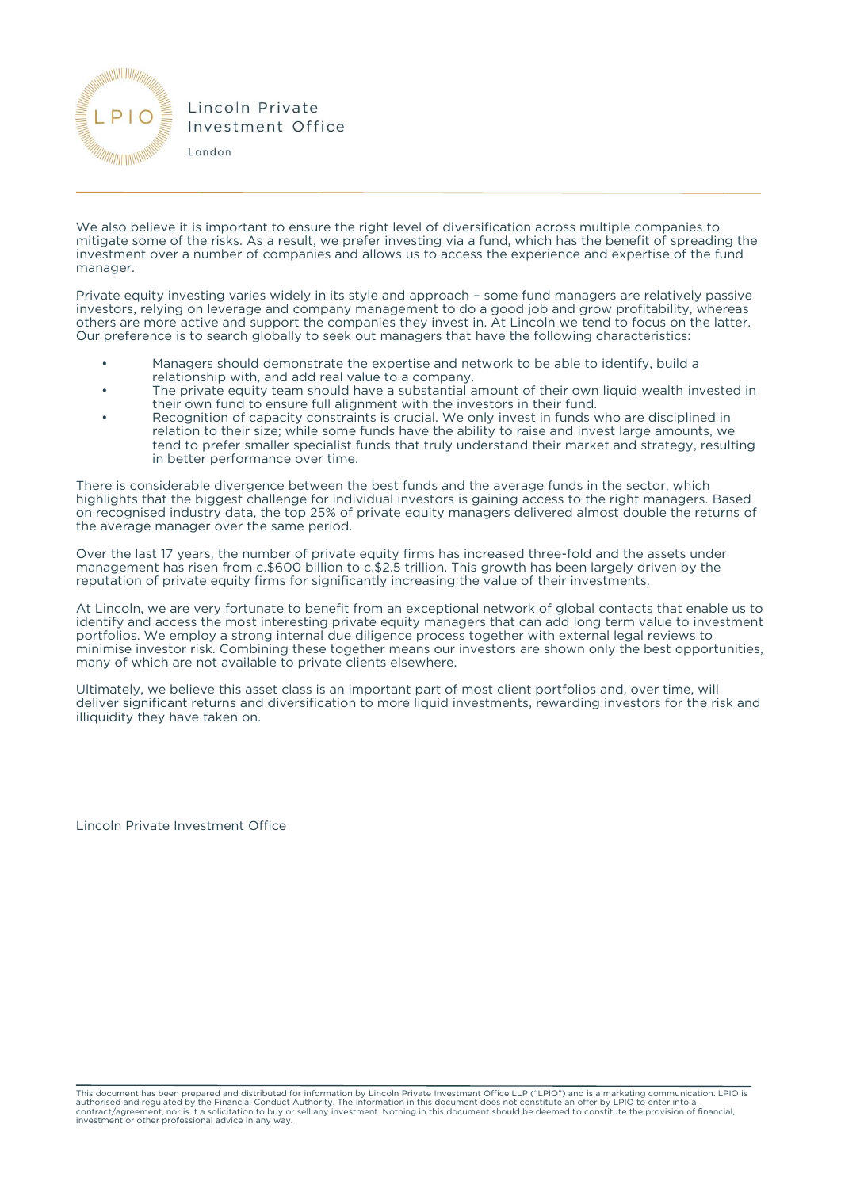We also believe it is important to ensure the right level of diversification across multiple companies to mitigate some of the risks. As a result, we prefer investing via a fund, which has the benefit of spreading the investment over a number of companies and allows us to access the experience and expertise of the fund manager.

Private equity investing varies widely in its style and approach – some fund managers are relatively passive investors, relying on leverage and company management to do a good job and grow profitability, whereas others are more active and support the companies they invest in. At Lincoln we tend to focus on the latter. Our preference is to search globally to seek out managers that have the following characteristics:

- Managers should demonstrate the expertise and network to be able to identify, build a relationship with, and add real value to a company.
- The private equity team should have a substantial amount of their own liquid wealth invested in their own fund to ensure full alignment with the investors in their fund.
- Recognition of capacity constraints is crucial. We only invest in funds who are disciplined in relation to their size; while some funds have the ability to raise and invest large amounts, we tend to prefer smaller specialist funds that truly understand their market and strategy, resulting in better performance over time.

There is considerable divergence between the best funds and the average funds in the sector, which highlights that the biggest challenge for individual investors is gaining access to the right managers. Based on recognised industry data, the top 25% of private equity managers delivered almost double the returns of the average manager over the same period.

Over the last 17 years, the number of private equity firms has increased three-fold and the assets under management has risen from c.$600 billion to c.$2.5 trillion. This growth has been largely driven by the reputation of private equity firms for significantly increasing the value of their investments.

At Lincoln, we are very fortunate to benefit from an exceptional network of global contacts that enable us to identify and access the most interesting private equity managers that can add long term value to investment portfolios. We employ a strong internal due diligence process together with external legal reviews to minimise investor risk. Combining these together means our investors are shown only the best opportunities, many of which are not available to private clients elsewhere.

Ultimately, we believe this asset class is an important part of most client portfolios and, over time, will deliver significant returns and diversification to more liquid investments, rewarding investors for the risk and illiquidity they have taken on.

Lincoln Private Investment Office

This document has been prepared and distributed for information by Lincoln Private Investment Office LLP ("LPIO") and is a marketing communication. LPIO is authorised and regulated by the Financial Conduct Authority. The information in this document does not constitute an offer by LPIO to enter into a contract/agreement, nor is it a solicitation to buy or sell any investment. Nothing in this document should be deemed to constitute the provision of financial, investment or other professional advice in any way.